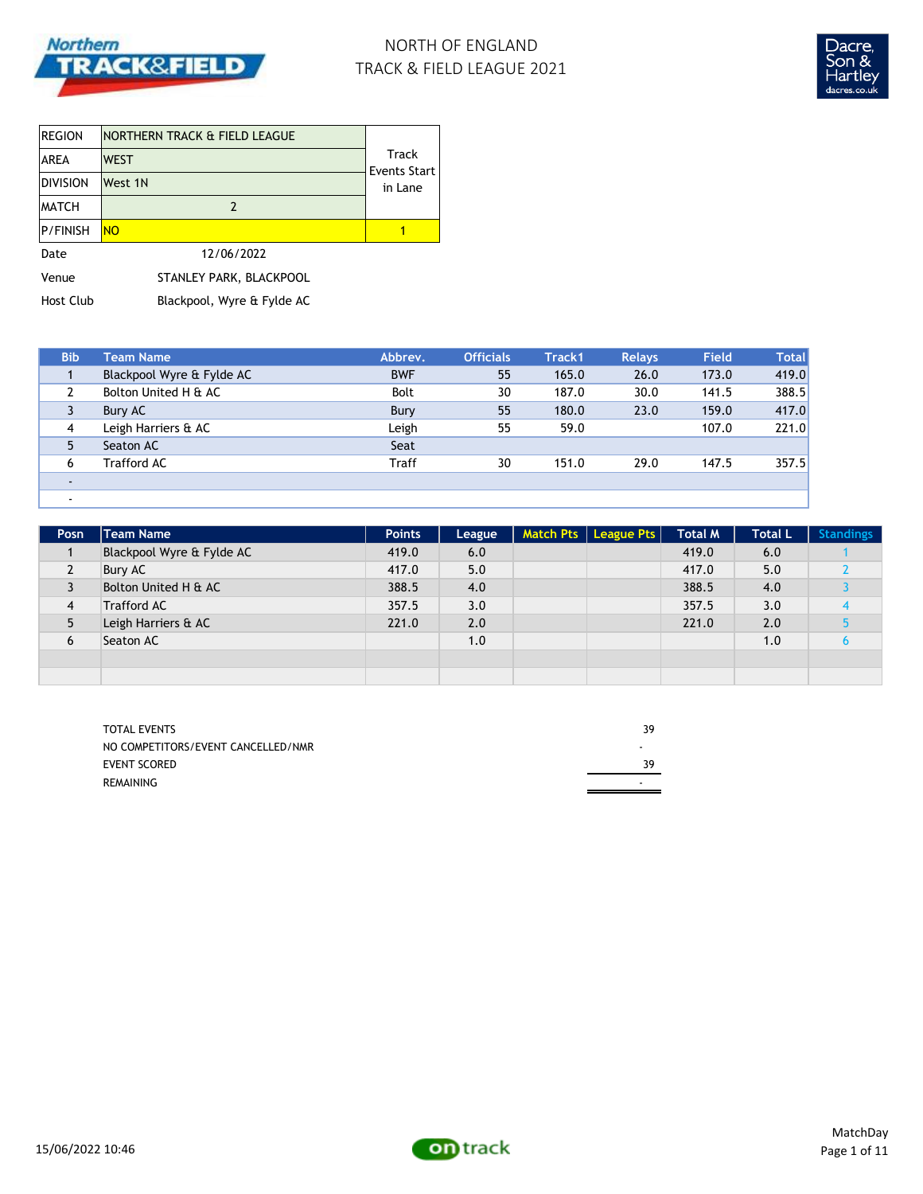# NORTH OF ENGLAND
# TRACK & FIELD LEAGUE 2021

| | | |
|---|---|---|
| REGION | NORTHERN TRACK & FIELD LEAGUE | Track Events Start in Lane |
| AREA | WEST | |
| DIVISION | West 1N | |
| MATCH | 2 | |
| P/FINISH | NO | 1 |

Date 12/06/2022

Venue STANLEY PARK, BLACKPOOL

Host Club Blackpool, Wyre & Fylde AC

| Bib | Team Name | Abbrev. | Officials | Track1 | Relays | Field | Total |
|---|---|---|---|---|---|---|---|
| 1 | Blackpool Wyre & Fylde AC | BWF | 55 | 165.0 | 26.0 | 173.0 | 419.0 |
| 2 | Bolton United H & AC | Bolt | 30 | 187.0 | 30.0 | 141.5 | 388.5 |
| 3 | Bury AC | Bury | 55 | 180.0 | 23.0 | 159.0 | 417.0 |
| 4 | Leigh Harriers & AC | Leigh | 55 | 59.0 | | 107.0 | 221.0 |
| 5 | Seaton AC | Seat | | | | | |
| 6 | Trafford AC | Traff | 30 | 151.0 | 29.0 | 147.5 | 357.5 |
| - | | | | | | | |
| - | | | | | | | |

| Posn | Team Name | Points | League | Match Pts | League Pts | Total M | Total L | Standings |
|---|---|---|---|---|---|---|---|---|
| 1 | Blackpool Wyre & Fylde AC | 419.0 | 6.0 | | | 419.0 | 6.0 | 1 |
| 2 | Bury AC | 417.0 | 5.0 | | | 417.0 | 5.0 | 2 |
| 3 | Bolton United H & AC | 388.5 | 4.0 | | | 388.5 | 4.0 | 3 |
| 4 | Trafford AC | 357.5 | 3.0 | | | 357.5 | 3.0 | 4 |
| 5 | Leigh Harriers & AC | 221.0 | 2.0 | | | 221.0 | 2.0 | 5 |
| 6 | Seaton AC | | 1.0 | | | | 1.0 | 6 |
| | | | | | | | | |
| | | | | | | | | |

| | |
|---|---|
| TOTAL EVENTS | 39 |
| NO COMPETITORS/EVENT CANCELLED/NMR | - |
| EVENT SCORED | 39 |
| REMAINING | - |

15/06/2022 10:46

MatchDay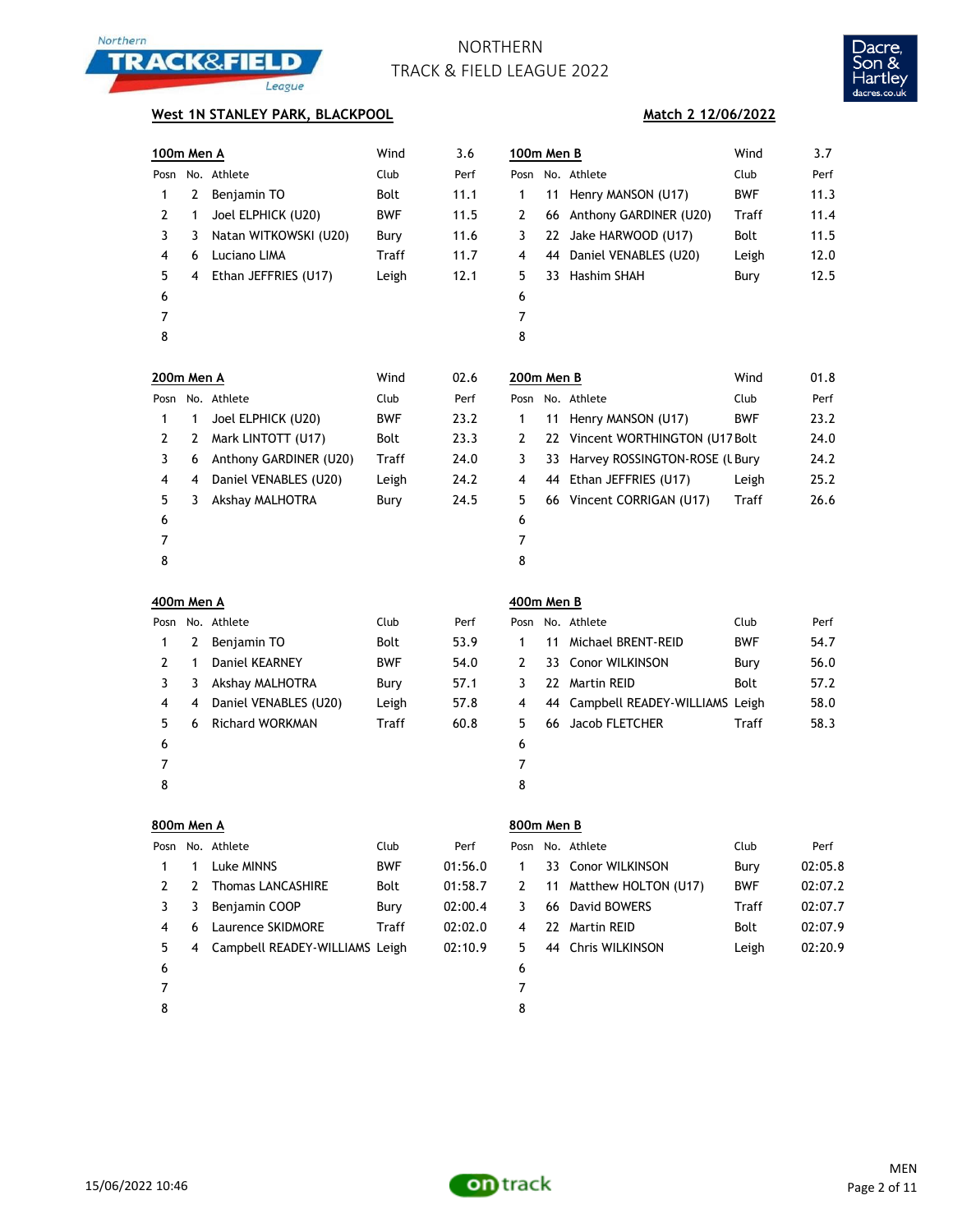NORTHERN
TRACK & FIELD LEAGUE 2022

**West 1N STANLEY PARK, BLACKPOOL** — **Match 2 12/06/2022**

### 100m Men A

Wind 3.6

| Posn | No. | Athlete | Club | Perf |
|---|---|---|---|---|
| 1 | 2 | Benjamin TO | Bolt | 11.1 |
| 2 | 1 | Joel ELPHICK (U20) | BWF | 11.5 |
| 3 | 3 | Natan WITKOWSKI (U20) | Bury | 11.6 |
| 4 | 6 | Luciano LIMA | Traff | 11.7 |
| 5 | 4 | Ethan JEFFRIES (U17) | Leigh | 12.1 |
| 6 | | | | |
| 7 | | | | |
| 8 | | | | |

### 100m Men B

Wind 3.7

| Posn | No. | Athlete | Club | Perf |
|---|---|---|---|---|
| 1 | 11 | Henry MANSON (U17) | BWF | 11.3 |
| 2 | 66 | Anthony GARDINER (U20) | Traff | 11.4 |
| 3 | 22 | Jake HARWOOD (U17) | Bolt | 11.5 |
| 4 | 44 | Daniel VENABLES (U20) | Leigh | 12.0 |
| 5 | 33 | Hashim SHAH | Bury | 12.5 |
| 6 | | | | |
| 7 | | | | |
| 8 | | | | |

### 200m Men A

Wind 02.6

| Posn | No. | Athlete | Club | Perf |
|---|---|---|---|---|
| 1 | 1 | Joel ELPHICK (U20) | BWF | 23.2 |
| 2 | 2 | Mark LINTOTT (U17) | Bolt | 23.3 |
| 3 | 6 | Anthony GARDINER (U20) | Traff | 24.0 |
| 4 | 4 | Daniel VENABLES (U20) | Leigh | 24.2 |
| 5 | 3 | Akshay MALHOTRA | Bury | 24.5 |
| 6 | | | | |
| 7 | | | | |
| 8 | | | | |

### 200m Men B

Wind 01.8

| Posn | No. | Athlete | Club | Perf |
|---|---|---|---|---|
| 1 | 11 | Henry MANSON (U17) | BWF | 23.2 |
| 2 | 22 | Vincent WORTHINGTON (U17 | Bolt | 24.0 |
| 3 | 33 | Harvey ROSSINGTON-ROSE (L | Bury | 24.2 |
| 4 | 44 | Ethan JEFFRIES (U17) | Leigh | 25.2 |
| 5 | 66 | Vincent CORRIGAN (U17) | Traff | 26.6 |
| 6 | | | | |
| 7 | | | | |
| 8 | | | | |

### 400m Men A

| Posn | No. | Athlete | Club | Perf |
|---|---|---|---|---|
| 1 | 2 | Benjamin TO | Bolt | 53.9 |
| 2 | 1 | Daniel KEARNEY | BWF | 54.0 |
| 3 | 3 | Akshay MALHOTRA | Bury | 57.1 |
| 4 | 4 | Daniel VENABLES (U20) | Leigh | 57.8 |
| 5 | 6 | Richard WORKMAN | Traff | 60.8 |
| 6 | | | | |
| 7 | | | | |
| 8 | | | | |

### 400m Men B

| Posn | No. | Athlete | Club | Perf |
|---|---|---|---|---|
| 1 | 11 | Michael BRENT-REID | BWF | 54.7 |
| 2 | 33 | Conor WILKINSON | Bury | 56.0 |
| 3 | 22 | Martin REID | Bolt | 57.2 |
| 4 | 44 | Campbell READEY-WILLIAMS | Leigh | 58.0 |
| 5 | 66 | Jacob FLETCHER | Traff | 58.3 |
| 6 | | | | |
| 7 | | | | |
| 8 | | | | |

### 800m Men A

| Posn | No. | Athlete | Club | Perf |
|---|---|---|---|---|
| 1 | 1 | Luke MINNS | BWF | 01:56.0 |
| 2 | 2 | Thomas LANCASHIRE | Bolt | 01:58.7 |
| 3 | 3 | Benjamin COOP | Bury | 02:00.4 |
| 4 | 6 | Laurence SKIDMORE | Traff | 02:02.0 |
| 5 | 4 | Campbell READEY-WILLIAMS | Leigh | 02:10.9 |
| 6 | | | | |
| 7 | | | | |
| 8 | | | | |

### 800m Men B

| Posn | No. | Athlete | Club | Perf |
|---|---|---|---|---|
| 1 | 33 | Conor WILKINSON | Bury | 02:05.8 |
| 2 | 11 | Matthew HOLTON (U17) | BWF | 02:07.2 |
| 3 | 66 | David BOWERS | Traff | 02:07.7 |
| 4 | 22 | Martin REID | Bolt | 02:07.9 |
| 5 | 44 | Chris WILKINSON | Leigh | 02:20.9 |
| 6 | | | | |
| 7 | | | | |
| 8 | | | | |

15/06/2022 10:46 — MEN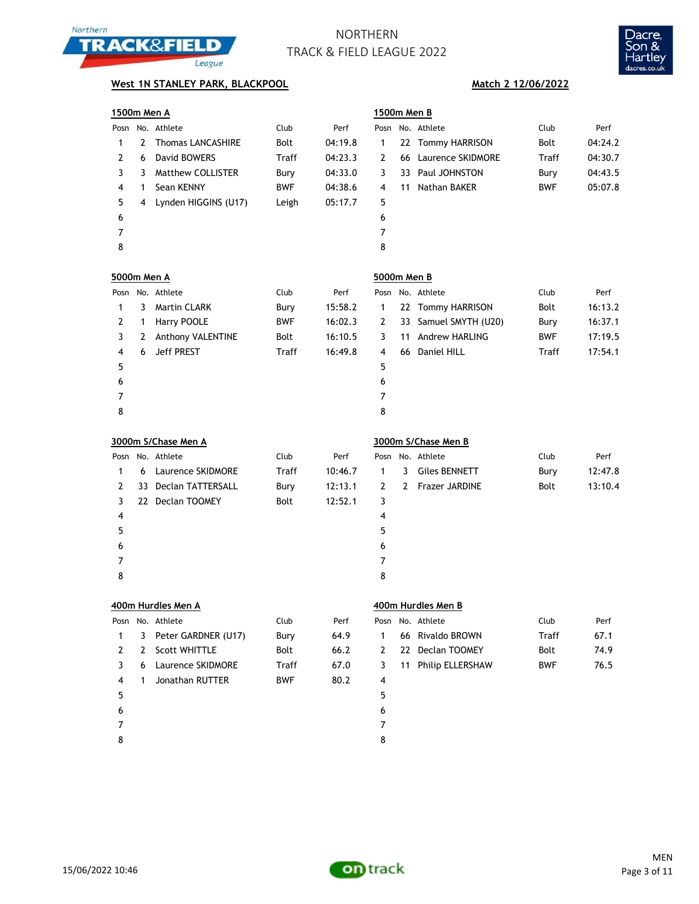# NORTHERN TRACK & FIELD LEAGUE 2022

**West 1N STANLEY PARK, BLACKPOOL** — **Match 2 12/06/2022**

### 1500m Men A

| Posn | No. | Athlete | Club | Perf |
|---|---|---|---|---|
| 1 | 2 | Thomas LANCASHIRE | Bolt | 04:19.8 |
| 2 | 6 | David BOWERS | Traff | 04:23.3 |
| 3 | 3 | Matthew COLLISTER | Bury | 04:33.0 |
| 4 | 1 | Sean KENNY | BWF | 04:38.6 |
| 5 | 4 | Lynden HIGGINS (U17) | Leigh | 05:17.7 |
| 6 | | | | |
| 7 | | | | |
| 8 | | | | |

### 1500m Men B

| Posn | No. | Athlete | Club | Perf |
|---|---|---|---|---|
| 1 | 22 | Tommy HARRISON | Bolt | 04:24.2 |
| 2 | 66 | Laurence SKIDMORE | Traff | 04:30.7 |
| 3 | 33 | Paul JOHNSTON | Bury | 04:43.5 |
| 4 | 11 | Nathan BAKER | BWF | 05:07.8 |
| 5 | | | | |
| 6 | | | | |
| 7 | | | | |
| 8 | | | | |

### 5000m Men A

| Posn | No. | Athlete | Club | Perf |
|---|---|---|---|---|
| 1 | 3 | Martin CLARK | Bury | 15:58.2 |
| 2 | 1 | Harry POOLE | BWF | 16:02.3 |
| 3 | 2 | Anthony VALENTINE | Bolt | 16:10.5 |
| 4 | 6 | Jeff PREST | Traff | 16:49.8 |
| 5 | | | | |
| 6 | | | | |
| 7 | | | | |
| 8 | | | | |

### 5000m Men B

| Posn | No. | Athlete | Club | Perf |
|---|---|---|---|---|
| 1 | 22 | Tommy HARRISON | Bolt | 16:13.2 |
| 2 | 33 | Samuel SMYTH (U20) | Bury | 16:37.1 |
| 3 | 11 | Andrew HARLING | BWF | 17:19.5 |
| 4 | 66 | Daniel HILL | Traff | 17:54.1 |
| 5 | | | | |
| 6 | | | | |
| 7 | | | | |
| 8 | | | | |

### 3000m S/Chase Men A

| Posn | No. | Athlete | Club | Perf |
|---|---|---|---|---|
| 1 | 6 | Laurence SKIDMORE | Traff | 10:46.7 |
| 2 | 33 | Declan TATTERSALL | Bury | 12:13.1 |
| 3 | 22 | Declan TOOMEY | Bolt | 12:52.1 |
| 4 | | | | |
| 5 | | | | |
| 6 | | | | |
| 7 | | | | |
| 8 | | | | |

### 3000m S/Chase Men B

| Posn | No. | Athlete | Club | Perf |
|---|---|---|---|---|
| 1 | 3 | Giles BENNETT | Bury | 12:47.8 |
| 2 | 2 | Frazer JARDINE | Bolt | 13:10.4 |
| 3 | | | | |
| 4 | | | | |
| 5 | | | | |
| 6 | | | | |
| 7 | | | | |
| 8 | | | | |

### 400m Hurdles Men A

| Posn | No. | Athlete | Club | Perf |
|---|---|---|---|---|
| 1 | 3 | Peter GARDNER (U17) | Bury | 64.9 |
| 2 | 2 | Scott WHITTLE | Bolt | 66.2 |
| 3 | 6 | Laurence SKIDMORE | Traff | 67.0 |
| 4 | 1 | Jonathan RUTTER | BWF | 80.2 |
| 5 | | | | |
| 6 | | | | |
| 7 | | | | |
| 8 | | | | |

### 400m Hurdles Men B

| Posn | No. | Athlete | Club | Perf |
|---|---|---|---|---|
| 1 | 66 | Rivaldo BROWN | Traff | 67.1 |
| 2 | 22 | Declan TOOMEY | Bolt | 74.9 |
| 3 | 11 | Philip ELLERSHAW | BWF | 76.5 |
| 4 | | | | |
| 5 | | | | |
| 6 | | | | |
| 7 | | | | |
| 8 | | | | |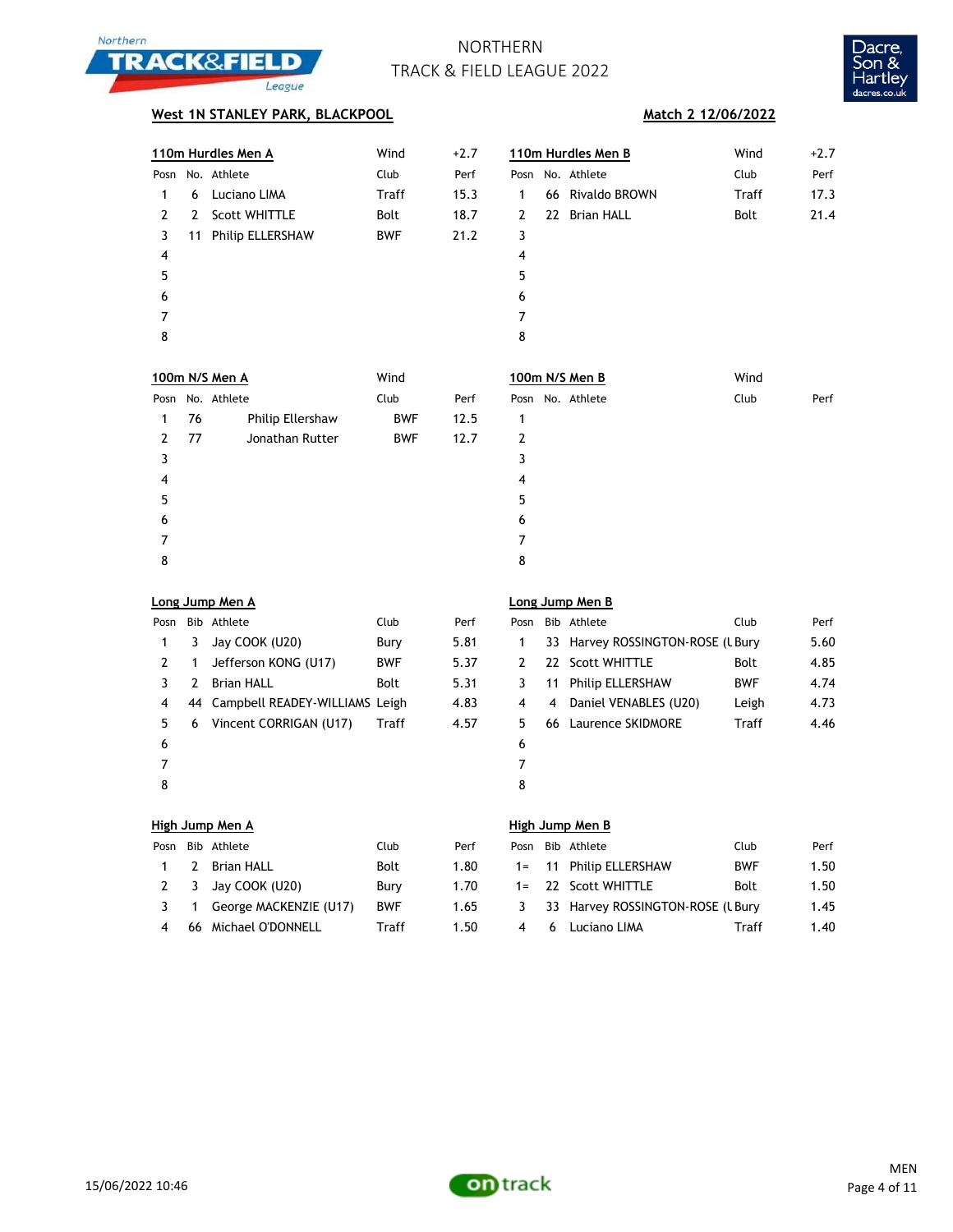# NORTHERN TRACK & FIELD LEAGUE 2022

**West 1N STANLEY PARK, BLACKPOOL** — **Match 2 12/06/2022**

## 110m Hurdles Men A

Wind +2.7

| Posn | No. | Athlete | Club | Perf |
|---|---|---|---|---|
| 1 | 6 | Luciano LIMA | Traff | 15.3 |
| 2 | 2 | Scott WHITTLE | Bolt | 18.7 |
| 3 | 11 | Philip ELLERSHAW | BWF | 21.2 |
| 4 | | | | |
| 5 | | | | |
| 6 | | | | |
| 7 | | | | |
| 8 | | | | |

## 110m Hurdles Men B

Wind +2.7

| Posn | No. | Athlete | Club | Perf |
|---|---|---|---|---|
| 1 | 66 | Rivaldo BROWN | Traff | 17.3 |
| 2 | 22 | Brian HALL | Bolt | 21.4 |
| 3 | | | | |
| 4 | | | | |
| 5 | | | | |
| 6 | | | | |
| 7 | | | | |
| 8 | | | | |

## 100m N/S Men A

Wind

| Posn | No. | Athlete | Club | Perf |
|---|---|---|---|---|
| 1 | 76 | Philip Ellershaw | BWF | 12.5 |
| 2 | 77 | Jonathan Rutter | BWF | 12.7 |
| 3 | | | | |
| 4 | | | | |
| 5 | | | | |
| 6 | | | | |
| 7 | | | | |
| 8 | | | | |

## 100m N/S Men B

Wind

| Posn | No. | Athlete | Club | Perf |
|---|---|---|---|---|
| 1 | | | | |
| 2 | | | | |
| 3 | | | | |
| 4 | | | | |
| 5 | | | | |
| 6 | | | | |
| 7 | | | | |
| 8 | | | | |

## Long Jump Men A

| Posn | Bib | Athlete | Club | Perf |
|---|---|---|---|---|
| 1 | 3 | Jay COOK (U20) | Bury | 5.81 |
| 2 | 1 | Jefferson KONG (U17) | BWF | 5.37 |
| 3 | 2 | Brian HALL | Bolt | 5.31 |
| 4 | 44 | Campbell READEY-WILLIAMS | Leigh | 4.83 |
| 5 | 6 | Vincent CORRIGAN (U17) | Traff | 4.57 |
| 6 | | | | |
| 7 | | | | |
| 8 | | | | |

## Long Jump Men B

| Posn | Bib | Athlete | Club | Perf |
|---|---|---|---|---|
| 1 | 33 | Harvey ROSSINGTON-ROSE (U | Bury | 5.60 |
| 2 | 22 | Scott WHITTLE | Bolt | 4.85 |
| 3 | 11 | Philip ELLERSHAW | BWF | 4.74 |
| 4 | 4 | Daniel VENABLES (U20) | Leigh | 4.73 |
| 5 | 66 | Laurence SKIDMORE | Traff | 4.46 |
| 6 | | | | |
| 7 | | | | |
| 8 | | | | |

## High Jump Men A

| Posn | Bib | Athlete | Club | Perf |
|---|---|---|---|---|
| 1 | 2 | Brian HALL | Bolt | 1.80 |
| 2 | 3 | Jay COOK (U20) | Bury | 1.70 |
| 3 | 1 | George MACKENZIE (U17) | BWF | 1.65 |
| 4 | 66 | Michael O'DONNELL | Traff | 1.50 |

## High Jump Men B

| Posn | Bib | Athlete | Club | Perf |
|---|---|---|---|---|
| 1= | 11 | Philip ELLERSHAW | BWF | 1.50 |
| 1= | 22 | Scott WHITTLE | Bolt | 1.50 |
| 3 | 33 | Harvey ROSSINGTON-ROSE (U | Bury | 1.45 |
| 4 | 6 | Luciano LIMA | Traff | 1.40 |

15/06/2022 10:46

MEN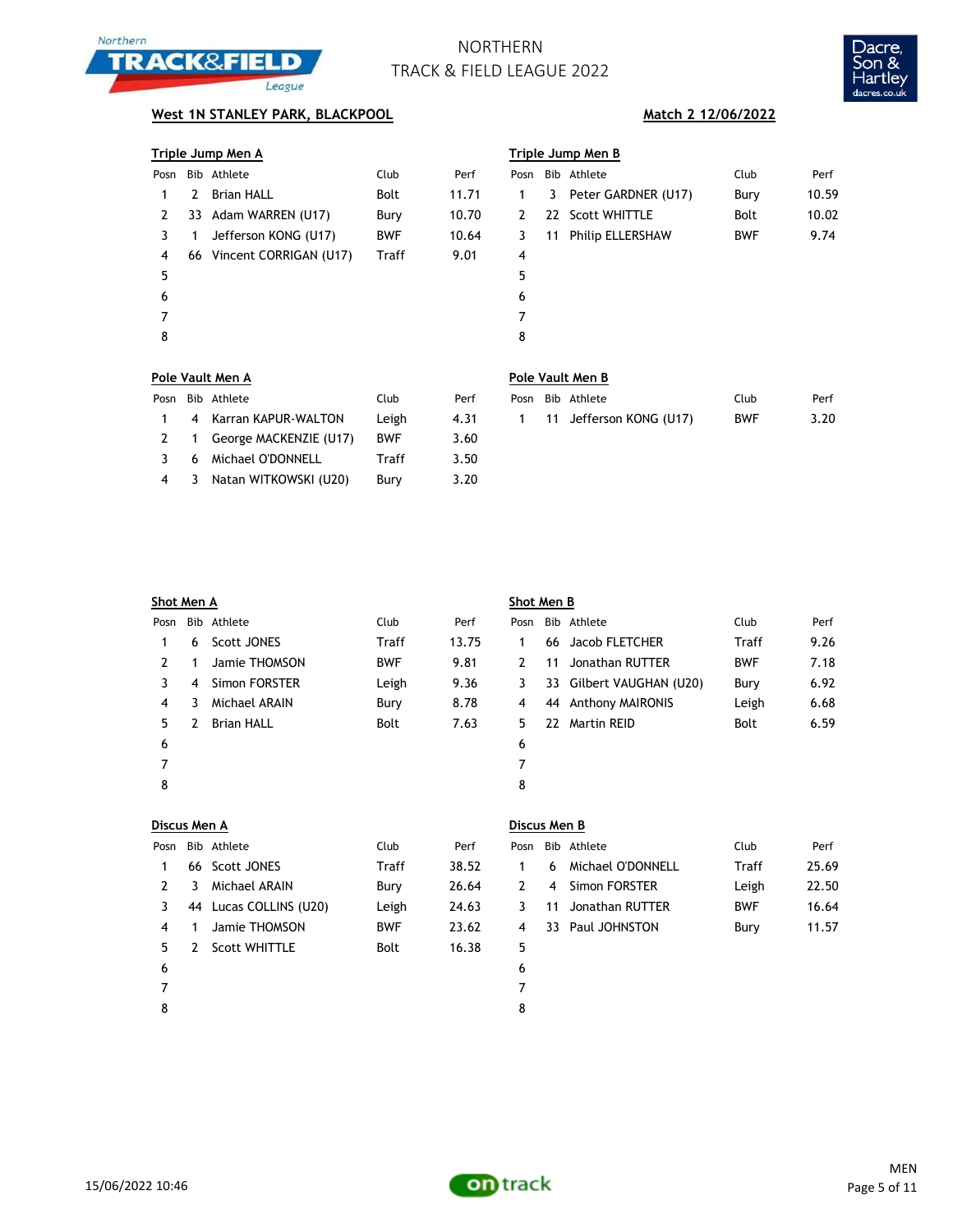# NORTHERN TRACK & FIELD LEAGUE 2022

**West 1N STANLEY PARK, BLACKPOOL** — **Match 2 12/06/2022**

### Triple Jump Men A

| Posn | Bib | Athlete | Club | Perf |
|---|---|---|---|---|
| 1 | 2 | Brian HALL | Bolt | 11.71 |
| 2 | 33 | Adam WARREN (U17) | Bury | 10.70 |
| 3 | 1 | Jefferson KONG (U17) | BWF | 10.64 |
| 4 | 66 | Vincent CORRIGAN (U17) | Traff | 9.01 |
| 5 | | | | |
| 6 | | | | |
| 7 | | | | |
| 8 | | | | |

### Triple Jump Men B

| Posn | Bib | Athlete | Club | Perf |
|---|---|---|---|---|
| 1 | 3 | Peter GARDNER (U17) | Bury | 10.59 |
| 2 | 22 | Scott WHITTLE | Bolt | 10.02 |
| 3 | 11 | Philip ELLERSHAW | BWF | 9.74 |
| 4 | | | | |
| 5 | | | | |
| 6 | | | | |
| 7 | | | | |
| 8 | | | | |

### Pole Vault Men A

| Posn | Bib | Athlete | Club | Perf |
|---|---|---|---|---|
| 1 | 4 | Karran KAPUR-WALTON | Leigh | 4.31 |
| 2 | 1 | George MACKENZIE (U17) | BWF | 3.60 |
| 3 | 6 | Michael O'DONNELL | Traff | 3.50 |
| 4 | 3 | Natan WITKOWSKI (U20) | Bury | 3.20 |

### Pole Vault Men B

| Posn | Bib | Athlete | Club | Perf |
|---|---|---|---|---|
| 1 | 11 | Jefferson KONG (U17) | BWF | 3.20 |

### Shot Men A

| Posn | Bib | Athlete | Club | Perf |
|---|---|---|---|---|
| 1 | 6 | Scott JONES | Traff | 13.75 |
| 2 | 1 | Jamie THOMSON | BWF | 9.81 |
| 3 | 4 | Simon FORSTER | Leigh | 9.36 |
| 4 | 3 | Michael ARAIN | Bury | 8.78 |
| 5 | 2 | Brian HALL | Bolt | 7.63 |
| 6 | | | | |
| 7 | | | | |
| 8 | | | | |

### Shot Men B

| Posn | Bib | Athlete | Club | Perf |
|---|---|---|---|---|
| 1 | 66 | Jacob FLETCHER | Traff | 9.26 |
| 2 | 11 | Jonathan RUTTER | BWF | 7.18 |
| 3 | 33 | Gilbert VAUGHAN (U20) | Bury | 6.92 |
| 4 | 44 | Anthony MAIRONIS | Leigh | 6.68 |
| 5 | 22 | Martin REID | Bolt | 6.59 |
| 6 | | | | |
| 7 | | | | |
| 8 | | | | |

### Discus Men A

| Posn | Bib | Athlete | Club | Perf |
|---|---|---|---|---|
| 1 | 66 | Scott JONES | Traff | 38.52 |
| 2 | 3 | Michael ARAIN | Bury | 26.64 |
| 3 | 44 | Lucas COLLINS (U20) | Leigh | 24.63 |
| 4 | 1 | Jamie THOMSON | BWF | 23.62 |
| 5 | 2 | Scott WHITTLE | Bolt | 16.38 |
| 6 | | | | |
| 7 | | | | |
| 8 | | | | |

### Discus Men B

| Posn | Bib | Athlete | Club | Perf |
|---|---|---|---|---|
| 1 | 6 | Michael O'DONNELL | Traff | 25.69 |
| 2 | 4 | Simon FORSTER | Leigh | 22.50 |
| 3 | 11 | Jonathan RUTTER | BWF | 16.64 |
| 4 | 33 | Paul JOHNSTON | Bury | 11.57 |
| 5 | | | | |
| 6 | | | | |
| 7 | | | | |
| 8 | | | | |

15/06/2022 10:46 — MEN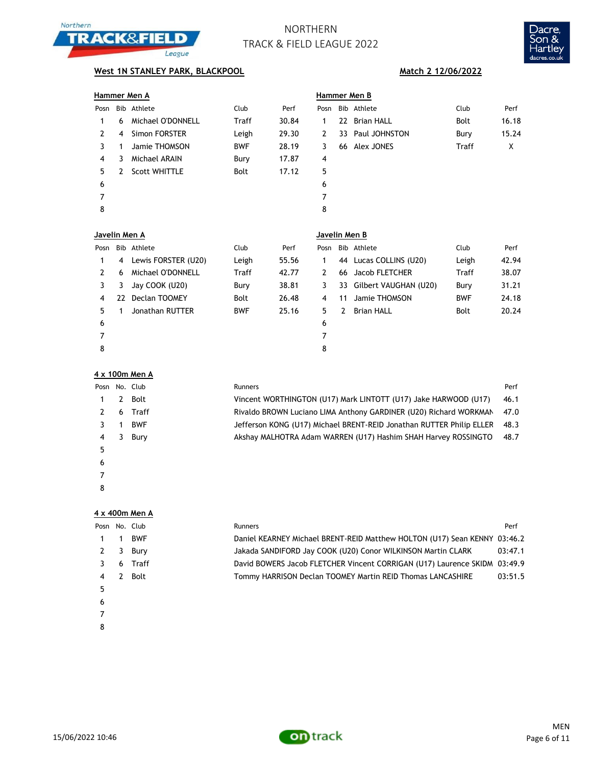# NORTHERN TRACK & FIELD LEAGUE 2022

**West 1N STANLEY PARK, BLACKPOOL** **Match 2 12/06/2022**

## Hammer Men A

| Posn | Bib | Athlete | Club | Perf |
|---|---|---|---|---|
| 1 | 6 | Michael O'DONNELL | Traff | 30.84 |
| 2 | 4 | Simon FORSTER | Leigh | 29.30 |
| 3 | 1 | Jamie THOMSON | BWF | 28.19 |
| 4 | 3 | Michael ARAIN | Bury | 17.87 |
| 5 | 2 | Scott WHITTLE | Bolt | 17.12 |
| 6 | | | | |
| 7 | | | | |
| 8 | | | | |

## Hammer Men B

| Posn | Bib | Athlete | Club | Perf |
|---|---|---|---|---|
| 1 | 22 | Brian HALL | Bolt | 16.18 |
| 2 | 33 | Paul JOHNSTON | Bury | 15.24 |
| 3 | 66 | Alex JONES | Traff | X |
| 4 | | | | |
| 5 | | | | |
| 6 | | | | |
| 7 | | | | |
| 8 | | | | |

## Javelin Men A

| Posn | Bib | Athlete | Club | Perf |
|---|---|---|---|---|
| 1 | 4 | Lewis FORSTER (U20) | Leigh | 55.56 |
| 2 | 6 | Michael O'DONNELL | Traff | 42.77 |
| 3 | 3 | Jay COOK (U20) | Bury | 38.81 |
| 4 | 22 | Declan TOOMEY | Bolt | 26.48 |
| 5 | 1 | Jonathan RUTTER | BWF | 25.16 |
| 6 | | | | |
| 7 | | | | |
| 8 | | | | |

## Javelin Men B

| Posn | Bib | Athlete | Club | Perf |
|---|---|---|---|---|
| 1 | 44 | Lucas COLLINS (U20) | Leigh | 42.94 |
| 2 | 66 | Jacob FLETCHER | Traff | 38.07 |
| 3 | 33 | Gilbert VAUGHAN (U20) | Bury | 31.21 |
| 4 | 11 | Jamie THOMSON | BWF | 24.18 |
| 5 | 2 | Brian HALL | Bolt | 20.24 |
| 6 | | | | |
| 7 | | | | |
| 8 | | | | |

## 4 x 100m Men A

| Posn | No. | Club | Runners | Perf |
|---|---|---|---|---|
| 1 | 2 | Bolt | Vincent WORTHINGTON (U17) Mark LINTOTT (U17) Jake HARWOOD (U17) | 46.1 |
| 2 | 6 | Traff | Rivaldo BROWN Luciano LIMA Anthony GARDINER (U20) Richard WORKMAN | 47.0 |
| 3 | 1 | BWF | Jefferson KONG (U17) Michael BRENT-REID Jonathan RUTTER Philip ELLER | 48.3 |
| 4 | 3 | Bury | Akshay MALHOTRA Adam WARREN (U17) Hashim SHAH Harvey ROSSINGTO | 48.7 |
| 5 | | | | |
| 6 | | | | |
| 7 | | | | |
| 8 | | | | |

## 4 x 400m Men A

| Posn | No. | Club | Runners | Perf |
|---|---|---|---|---|
| 1 | 1 | BWF | Daniel KEARNEY Michael BRENT-REID Matthew HOLTON (U17) Sean KENNY | 03:46.2 |
| 2 | 3 | Bury | Jakada SANDIFORD Jay COOK (U20) Conor WILKINSON Martin CLARK | 03:47.1 |
| 3 | 6 | Traff | David BOWERS Jacob FLETCHER Vincent CORRIGAN (U17) Laurence SKIDM | 03:49.9 |
| 4 | 2 | Bolt | Tommy HARRISON Declan TOOMEY Martin REID Thomas LANCASHIRE | 03:51.5 |
| 5 | | | | |
| 6 | | | | |
| 7 | | | | |
| 8 | | | | |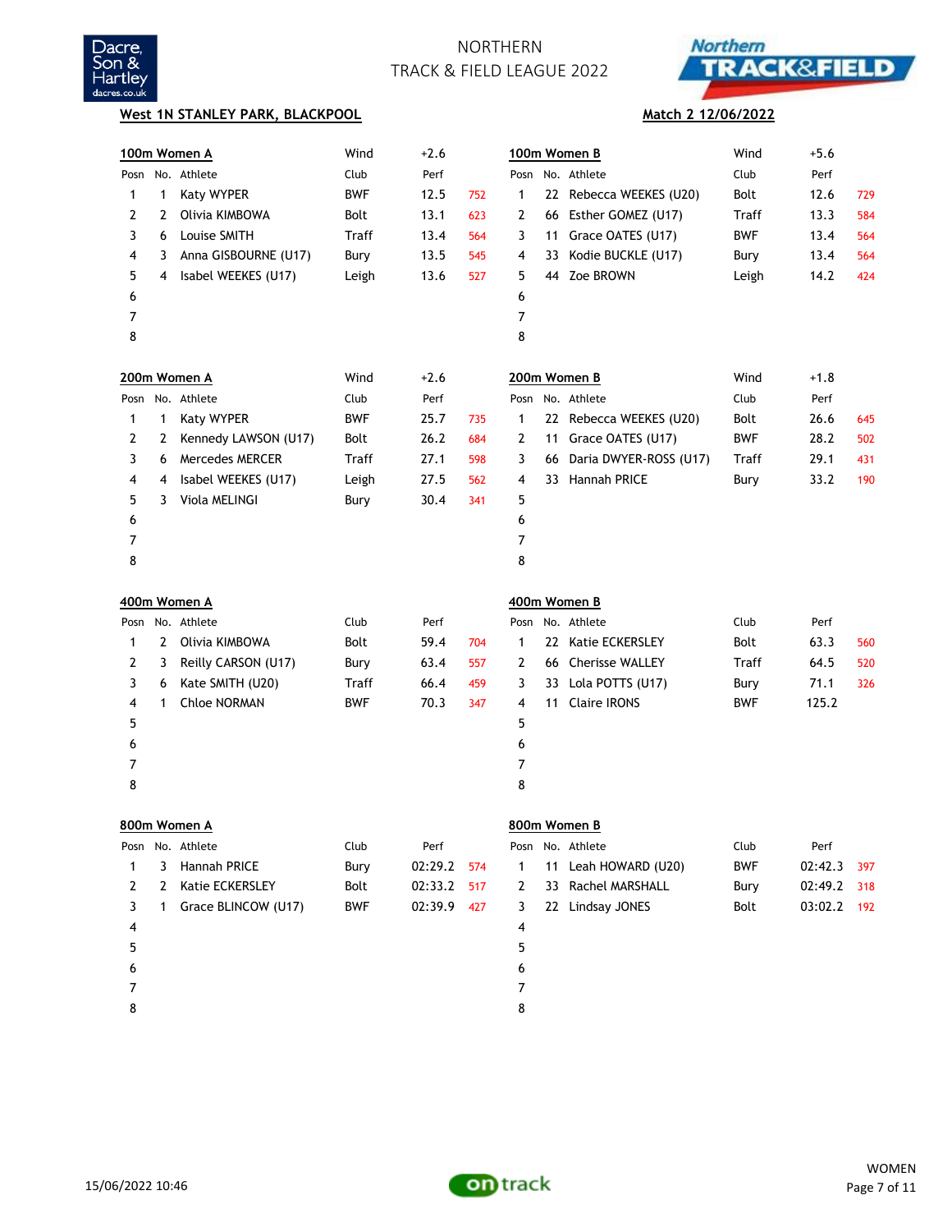# NORTHERN TRACK & FIELD LEAGUE 2022

**West 1N STANLEY PARK, BLACKPOOL** — **Match 2 12/06/2022**

### 100m Women A — Wind +2.6

| Posn | No. | Athlete | Club | Perf | |
|---|---|---|---|---|---|
| 1 | 1 | Katy WYPER | BWF | 12.5 | 752 |
| 2 | 2 | Olivia KIMBOWA | Bolt | 13.1 | 623 |
| 3 | 6 | Louise SMITH | Traff | 13.4 | 564 |
| 4 | 3 | Anna GISBOURNE (U17) | Bury | 13.5 | 545 |
| 5 | 4 | Isabel WEEKES (U17) | Leigh | 13.6 | 527 |
| 6 | | | | | |
| 7 | | | | | |
| 8 | | | | | |

### 100m Women B — Wind +5.6

| Posn | No. | Athlete | Club | Perf | |
|---|---|---|---|---|---|
| 1 | 22 | Rebecca WEEKES (U20) | Bolt | 12.6 | 729 |
| 2 | 66 | Esther GOMEZ (U17) | Traff | 13.3 | 584 |
| 3 | 11 | Grace OATES (U17) | BWF | 13.4 | 564 |
| 4 | 33 | Kodie BUCKLE (U17) | Bury | 13.4 | 564 |
| 5 | 44 | Zoe BROWN | Leigh | 14.2 | 424 |
| 6 | | | | | |
| 7 | | | | | |
| 8 | | | | | |

### 200m Women A — Wind +2.6

| Posn | No. | Athlete | Club | Perf | |
|---|---|---|---|---|---|
| 1 | 1 | Katy WYPER | BWF | 25.7 | 735 |
| 2 | 2 | Kennedy LAWSON (U17) | Bolt | 26.2 | 684 |
| 3 | 6 | Mercedes MERCER | Traff | 27.1 | 598 |
| 4 | 4 | Isabel WEEKES (U17) | Leigh | 27.5 | 562 |
| 5 | 3 | Viola MELINGI | Bury | 30.4 | 341 |
| 6 | | | | | |
| 7 | | | | | |
| 8 | | | | | |

### 200m Women B — Wind +1.8

| Posn | No. | Athlete | Club | Perf | |
|---|---|---|---|---|---|
| 1 | 22 | Rebecca WEEKES (U20) | Bolt | 26.6 | 645 |
| 2 | 11 | Grace OATES (U17) | BWF | 28.2 | 502 |
| 3 | 66 | Daria DWYER-ROSS (U17) | Traff | 29.1 | 431 |
| 4 | 33 | Hannah PRICE | Bury | 33.2 | 190 |
| 5 | | | | | |
| 6 | | | | | |
| 7 | | | | | |
| 8 | | | | | |

### 400m Women A

| Posn | No. | Athlete | Club | Perf | |
|---|---|---|---|---|---|
| 1 | 2 | Olivia KIMBOWA | Bolt | 59.4 | 704 |
| 2 | 3 | Reilly CARSON (U17) | Bury | 63.4 | 557 |
| 3 | 6 | Kate SMITH (U20) | Traff | 66.4 | 459 |
| 4 | 1 | Chloe NORMAN | BWF | 70.3 | 347 |
| 5 | | | | | |
| 6 | | | | | |
| 7 | | | | | |
| 8 | | | | | |

### 400m Women B

| Posn | No. | Athlete | Club | Perf | |
|---|---|---|---|---|---|
| 1 | 22 | Katie ECKERSLEY | Bolt | 63.3 | 560 |
| 2 | 66 | Cherisse WALLEY | Traff | 64.5 | 520 |
| 3 | 33 | Lola POTTS (U17) | Bury | 71.1 | 326 |
| 4 | 11 | Claire IRONS | BWF | 125.2 | |
| 5 | | | | | |
| 6 | | | | | |
| 7 | | | | | |
| 8 | | | | | |

### 800m Women A

| Posn | No. | Athlete | Club | Perf | |
|---|---|---|---|---|---|
| 1 | 3 | Hannah PRICE | Bury | 02:29.2 | 574 |
| 2 | 2 | Katie ECKERSLEY | Bolt | 02:33.2 | 517 |
| 3 | 1 | Grace BLINCOW (U17) | BWF | 02:39.9 | 427 |
| 4 | | | | | |
| 5 | | | | | |
| 6 | | | | | |
| 7 | | | | | |
| 8 | | | | | |

### 800m Women B

| Posn | No. | Athlete | Club | Perf | |
|---|---|---|---|---|---|
| 1 | 11 | Leah HOWARD (U20) | BWF | 02:42.3 | 397 |
| 2 | 33 | Rachel MARSHALL | Bury | 02:49.2 | 318 |
| 3 | 22 | Lindsay JONES | Bolt | 03:02.2 | 192 |
| 4 | | | | | |
| 5 | | | | | |
| 6 | | | | | |
| 7 | | | | | |
| 8 | | | | | |

15/06/2022 10:46 — WOMEN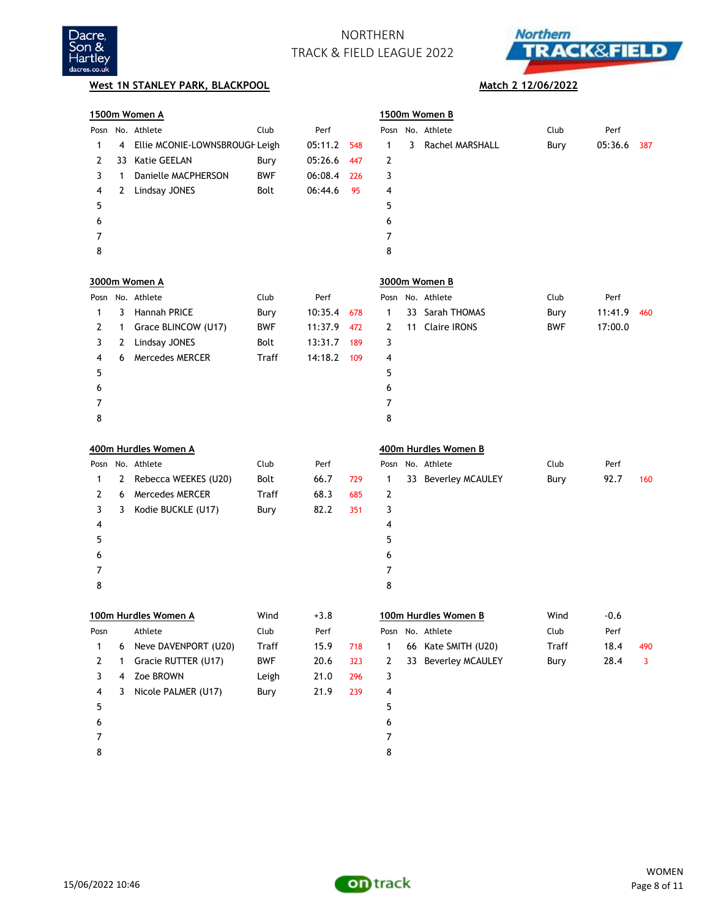# NORTHERN
# TRACK & FIELD LEAGUE 2022

**West 1N STANLEY PARK, BLACKPOOL** — **Match 2 12/06/2022**

## 1500m Women A

| Posn | No. | Athlete | Club | Perf | |
|---|---|---|---|---|---|
| 1 | 4 | Ellie MCONIE-LOWNSBROUGH | Leigh | 05:11.2 | 548 |
| 2 | 33 | Katie GEELAN | Bury | 05:26.6 | 447 |
| 3 | 1 | Danielle MACPHERSON | BWF | 06:08.4 | 226 |
| 4 | 2 | Lindsay JONES | Bolt | 06:44.6 | 95 |
| 5 | | | | | |
| 6 | | | | | |
| 7 | | | | | |
| 8 | | | | | |

## 1500m Women B

| Posn | No. | Athlete | Club | Perf | |
|---|---|---|---|---|---|
| 1 | 3 | Rachel MARSHALL | Bury | 05:36.6 | 387 |
| 2 | | | | | |
| 3 | | | | | |
| 4 | | | | | |
| 5 | | | | | |
| 6 | | | | | |
| 7 | | | | | |
| 8 | | | | | |

## 3000m Women A

| Posn | No. | Athlete | Club | Perf | |
|---|---|---|---|---|---|
| 1 | 3 | Hannah PRICE | Bury | 10:35.4 | 678 |
| 2 | 1 | Grace BLINCOW (U17) | BWF | 11:37.9 | 472 |
| 3 | 2 | Lindsay JONES | Bolt | 13:31.7 | 189 |
| 4 | 6 | Mercedes MERCER | Traff | 14:18.2 | 109 |
| 5 | | | | | |
| 6 | | | | | |
| 7 | | | | | |
| 8 | | | | | |

## 3000m Women B

| Posn | No. | Athlete | Club | Perf | |
|---|---|---|---|---|---|
| 1 | 33 | Sarah THOMAS | Bury | 11:41.9 | 460 |
| 2 | 11 | Claire IRONS | BWF | 17:00.0 | |
| 3 | | | | | |
| 4 | | | | | |
| 5 | | | | | |
| 6 | | | | | |
| 7 | | | | | |
| 8 | | | | | |

## 400m Hurdles Women A

| Posn | No. | Athlete | Club | Perf | |
|---|---|---|---|---|---|
| 1 | 2 | Rebecca WEEKES (U20) | Bolt | 66.7 | 729 |
| 2 | 6 | Mercedes MERCER | Traff | 68.3 | 685 |
| 3 | 3 | Kodie BUCKLE (U17) | Bury | 82.2 | 351 |
| 4 | | | | | |
| 5 | | | | | |
| 6 | | | | | |
| 7 | | | | | |
| 8 | | | | | |

## 400m Hurdles Women B

| Posn | No. | Athlete | Club | Perf | |
|---|---|---|---|---|---|
| 1 | 33 | Beverley MCAULEY | Bury | 92.7 | 160 |
| 2 | | | | | |
| 3 | | | | | |
| 4 | | | | | |
| 5 | | | | | |
| 6 | | | | | |
| 7 | | | | | |
| 8 | | | | | |

## 100m Hurdles Women A

Wind +3.8

| Posn | No. | Athlete | Club | Perf | |
|---|---|---|---|---|---|
| 1 | 6 | Neve DAVENPORT (U20) | Traff | 15.9 | 718 |
| 2 | 1 | Gracie RUTTER (U17) | BWF | 20.6 | 323 |
| 3 | 4 | Zoe BROWN | Leigh | 21.0 | 296 |
| 4 | 3 | Nicole PALMER (U17) | Bury | 21.9 | 239 |
| 5 | | | | | |
| 6 | | | | | |
| 7 | | | | | |
| 8 | | | | | |

## 100m Hurdles Women B

Wind -0.6

| Posn | No. | Athlete | Club | Perf | |
|---|---|---|---|---|---|
| 1 | 66 | Kate SMITH (U20) | Traff | 18.4 | 490 |
| 2 | 33 | Beverley MCAULEY | Bury | 28.4 | 3 |
| 3 | | | | | |
| 4 | | | | | |
| 5 | | | | | |
| 6 | | | | | |
| 7 | | | | | |
| 8 | | | | | |

15/06/2022 10:46 — WOMEN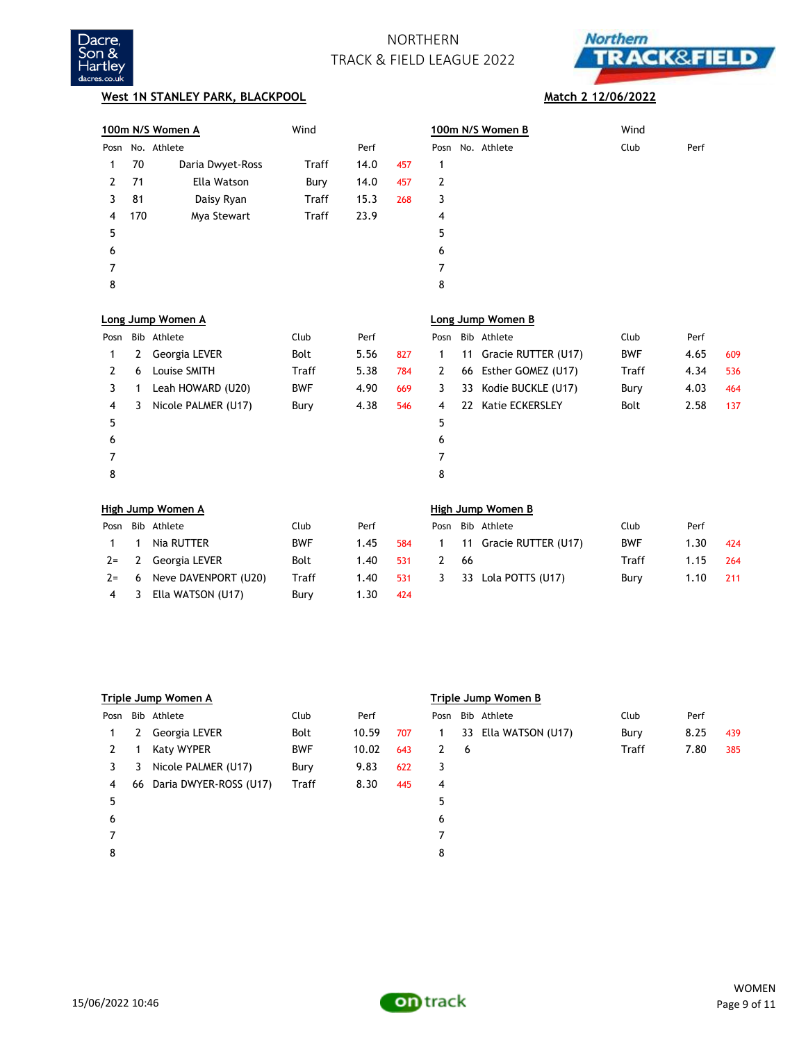NORTHERN
TRACK & FIELD LEAGUE 2022

**West 1N STANLEY PARK, BLACKPOOL** — **Match 2 12/06/2022**

### 100m N/S Women A

Wind

| Posn | No. | Athlete | | Perf | |
|---|---|---|---|---|---|
| 1 | 70 | Daria Dwyet-Ross | Traff | 14.0 | 457 |
| 2 | 71 | Ella Watson | Bury | 14.0 | 457 |
| 3 | 81 | Daisy Ryan | Traff | 15.3 | 268 |
| 4 | 170 | Mya Stewart | Traff | 23.9 | |
| 5 | | | | | |
| 6 | | | | | |
| 7 | | | | | |
| 8 | | | | | |

### 100m N/S Women B

Wind

| Posn | No. | Athlete | Club | Perf | |
|---|---|---|---|---|---|
| 1 | | | | | |
| 2 | | | | | |
| 3 | | | | | |
| 4 | | | | | |
| 5 | | | | | |
| 6 | | | | | |
| 7 | | | | | |
| 8 | | | | | |

### Long Jump Women A

| Posn | Bib | Athlete | Club | Perf | |
|---|---|---|---|---|---|
| 1 | 2 | Georgia LEVER | Bolt | 5.56 | 827 |
| 2 | 6 | Louise SMITH | Traff | 5.38 | 784 |
| 3 | 1 | Leah HOWARD (U20) | BWF | 4.90 | 669 |
| 4 | 3 | Nicole PALMER (U17) | Bury | 4.38 | 546 |
| 5 | | | | | |
| 6 | | | | | |
| 7 | | | | | |
| 8 | | | | | |

### Long Jump Women B

| Posn | Bib | Athlete | Club | Perf | |
|---|---|---|---|---|---|
| 1 | 11 | Gracie RUTTER (U17) | BWF | 4.65 | 609 |
| 2 | 66 | Esther GOMEZ (U17) | Traff | 4.34 | 536 |
| 3 | 33 | Kodie BUCKLE (U17) | Bury | 4.03 | 464 |
| 4 | 22 | Katie ECKERSLEY | Bolt | 2.58 | 137 |
| 5 | | | | | |
| 6 | | | | | |
| 7 | | | | | |
| 8 | | | | | |

### High Jump Women A

| Posn | Bib | Athlete | Club | Perf | |
|---|---|---|---|---|---|
| 1 | 1 | Nia RUTTER | BWF | 1.45 | 584 |
| 2= | 2 | Georgia LEVER | Bolt | 1.40 | 531 |
| 2= | 6 | Neve DAVENPORT (U20) | Traff | 1.40 | 531 |
| 4 | 3 | Ella WATSON (U17) | Bury | 1.30 | 424 |

### High Jump Women B

| Posn | Bib | Athlete | Club | Perf | |
|---|---|---|---|---|---|
| 1 | 11 | Gracie RUTTER (U17) | BWF | 1.30 | 424 |
| 2 | 66 | | Traff | 1.15 | 264 |
| 3 | 33 | Lola POTTS (U17) | Bury | 1.10 | 211 |

### Triple Jump Women A

| Posn | Bib | Athlete | Club | Perf | |
|---|---|---|---|---|---|
| 1 | 2 | Georgia LEVER | Bolt | 10.59 | 707 |
| 2 | 1 | Katy WYPER | BWF | 10.02 | 643 |
| 3 | 3 | Nicole PALMER (U17) | Bury | 9.83 | 622 |
| 4 | 66 | Daria DWYER-ROSS (U17) | Traff | 8.30 | 445 |
| 5 | | | | | |
| 6 | | | | | |
| 7 | | | | | |
| 8 | | | | | |

### Triple Jump Women B

| Posn | Bib | Athlete | Club | Perf | |
|---|---|---|---|---|---|
| 1 | 33 | Ella WATSON (U17) | Bury | 8.25 | 439 |
| 2 | 6 | | Traff | 7.80 | 385 |
| 3 | | | | | |
| 4 | | | | | |
| 5 | | | | | |
| 6 | | | | | |
| 7 | | | | | |
| 8 | | | | | |

15/06/2022 10:46

WOMEN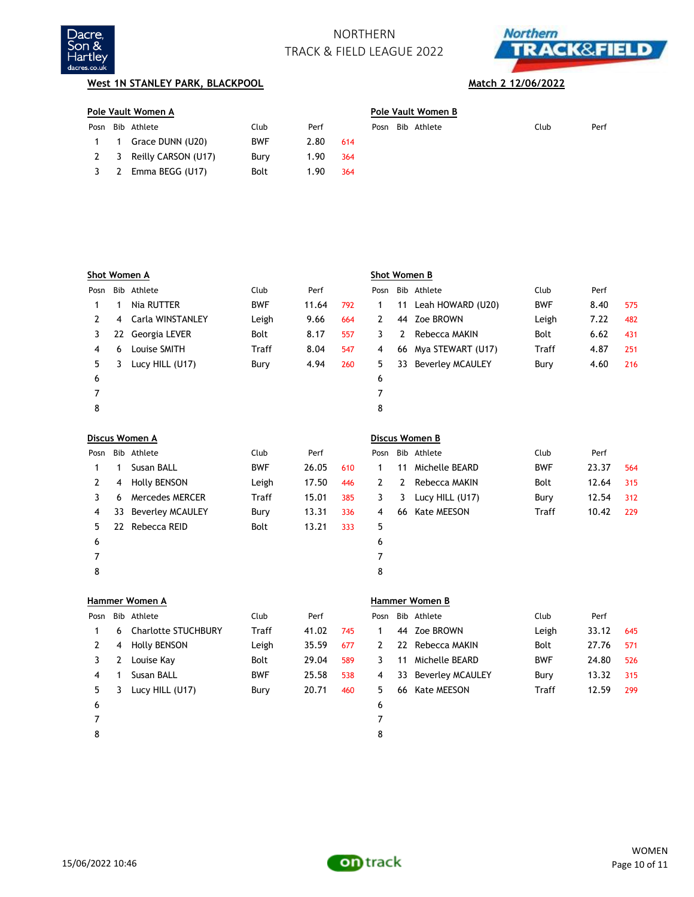# NORTHERN TRACK & FIELD LEAGUE 2022

**West 1N STANLEY PARK, BLACKPOOL** — **Match 2 12/06/2022**

## Pole Vault Women A

| Posn | Bib | Athlete | Club | Perf | |
|---|---|---|---|---|---|
| 1 | 1 | Grace DUNN (U20) | BWF | 2.80 | 614 |
| 2 | 3 | Reilly CARSON (U17) | Bury | 1.90 | 364 |
| 3 | 2 | Emma BEGG (U17) | Bolt | 1.90 | 364 |

## Pole Vault Women B

| Posn | Bib | Athlete | Club | Perf |
|---|---|---|---|---|

## Shot Women A

| Posn | Bib | Athlete | Club | Perf | |
|---|---|---|---|---|---|
| 1 | 1 | Nia RUTTER | BWF | 11.64 | 792 |
| 2 | 4 | Carla WINSTANLEY | Leigh | 9.66 | 664 |
| 3 | 22 | Georgia LEVER | Bolt | 8.17 | 557 |
| 4 | 6 | Louise SMITH | Traff | 8.04 | 547 |
| 5 | 3 | Lucy HILL (U17) | Bury | 4.94 | 260 |
| 6 | | | | | |
| 7 | | | | | |
| 8 | | | | | |

## Shot Women B

| Posn | Bib | Athlete | Club | Perf | |
|---|---|---|---|---|---|
| 1 | 11 | Leah HOWARD (U20) | BWF | 8.40 | 575 |
| 2 | 44 | Zoe BROWN | Leigh | 7.22 | 482 |
| 3 | 2 | Rebecca MAKIN | Bolt | 6.62 | 431 |
| 4 | 66 | Mya STEWART (U17) | Traff | 4.87 | 251 |
| 5 | 33 | Beverley MCAULEY | Bury | 4.60 | 216 |
| 6 | | | | | |
| 7 | | | | | |
| 8 | | | | | |

## Discus Women A

| Posn | Bib | Athlete | Club | Perf | |
|---|---|---|---|---|---|
| 1 | 1 | Susan BALL | BWF | 26.05 | 610 |
| 2 | 4 | Holly BENSON | Leigh | 17.50 | 446 |
| 3 | 6 | Mercedes MERCER | Traff | 15.01 | 385 |
| 4 | 33 | Beverley MCAULEY | Bury | 13.31 | 336 |
| 5 | 22 | Rebecca REID | Bolt | 13.21 | 333 |
| 6 | | | | | |
| 7 | | | | | |
| 8 | | | | | |

## Discus Women B

| Posn | Bib | Athlete | Club | Perf | |
|---|---|---|---|---|---|
| 1 | 11 | Michelle BEARD | BWF | 23.37 | 564 |
| 2 | 2 | Rebecca MAKIN | Bolt | 12.64 | 315 |
| 3 | 3 | Lucy HILL (U17) | Bury | 12.54 | 312 |
| 4 | 66 | Kate MEESON | Traff | 10.42 | 229 |
| 5 | | | | | |
| 6 | | | | | |
| 7 | | | | | |
| 8 | | | | | |

## Hammer Women A

| Posn | Bib | Athlete | Club | Perf | |
|---|---|---|---|---|---|
| 1 | 6 | Charlotte STUCHBURY | Traff | 41.02 | 745 |
| 2 | 4 | Holly BENSON | Leigh | 35.59 | 677 |
| 3 | 2 | Louise Kay | Bolt | 29.04 | 589 |
| 4 | 1 | Susan BALL | BWF | 25.58 | 538 |
| 5 | 3 | Lucy HILL (U17) | Bury | 20.71 | 460 |
| 6 | | | | | |
| 7 | | | | | |
| 8 | | | | | |

## Hammer Women B

| Posn | Bib | Athlete | Club | Perf | |
|---|---|---|---|---|---|
| 1 | 44 | Zoe BROWN | Leigh | 33.12 | 645 |
| 2 | 22 | Rebecca MAKIN | Bolt | 27.76 | 571 |
| 3 | 11 | Michelle BEARD | BWF | 24.80 | 526 |
| 4 | 33 | Beverley MCAULEY | Bury | 13.32 | 315 |
| 5 | 66 | Kate MEESON | Traff | 12.59 | 299 |
| 6 | | | | | |
| 7 | | | | | |
| 8 | | | | | |

15/06/2022 10:46 — WOMEN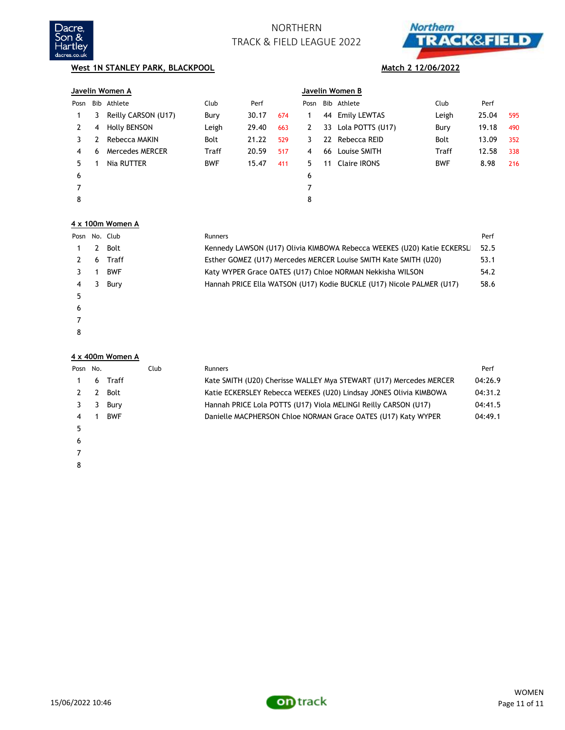# NORTHERN TRACK & FIELD LEAGUE 2022

**West 1N STANLEY PARK, BLACKPOOL** **Match 2 12/06/2022**

## Javelin Women A

| Posn | Bib | Athlete | Club | Perf | |
|---|---|---|---|---|---|
| 1 | 3 | Reilly CARSON (U17) | Bury | 30.17 | 674 |
| 2 | 4 | Holly BENSON | Leigh | 29.40 | 663 |
| 3 | 2 | Rebecca MAKIN | Bolt | 21.22 | 529 |
| 4 | 6 | Mercedes MERCER | Traff | 20.59 | 517 |
| 5 | 1 | Nia RUTTER | BWF | 15.47 | 411 |
| 6 | | | | | |
| 7 | | | | | |
| 8 | | | | | |

## Javelin Women B

| Posn | Bib | Athlete | Club | Perf | |
|---|---|---|---|---|---|
| 1 | 44 | Emily LEWTAS | Leigh | 25.04 | 595 |
| 2 | 33 | Lola POTTS (U17) | Bury | 19.18 | 490 |
| 3 | 22 | Rebecca REID | Bolt | 13.09 | 352 |
| 4 | 66 | Louise SMITH | Traff | 12.58 | 338 |
| 5 | 11 | Claire IRONS | BWF | 8.98 | 216 |
| 6 | | | | | |
| 7 | | | | | |
| 8 | | | | | |

## 4 x 100m Women A

| Posn | No. | Club | Runners | Perf |
|---|---|---|---|---|
| 1 | 2 | Bolt | Kennedy LAWSON (U17) Olivia KIMBOWA Rebecca WEEKES (U20) Katie ECKERSLI | 52.5 |
| 2 | 6 | Traff | Esther GOMEZ (U17) Mercedes MERCER Louise SMITH Kate SMITH (U20) | 53.1 |
| 3 | 1 | BWF | Katy WYPER Grace OATES (U17) Chloe NORMAN Nekkisha WILSON | 54.2 |
| 4 | 3 | Bury | Hannah PRICE Ella WATSON (U17) Kodie BUCKLE (U17) Nicole PALMER (U17) | 58.6 |
| 5 | | | | |
| 6 | | | | |
| 7 | | | | |
| 8 | | | | |

## 4 x 400m Women A

| Posn | No. | Club | Runners | Perf |
|---|---|---|---|---|
| 1 | 6 | Traff | Kate SMITH (U20) Cherisse WALLEY Mya STEWART (U17) Mercedes MERCER | 04:26.9 |
| 2 | 2 | Bolt | Katie ECKERSLEY Rebecca WEEKES (U20) Lindsay JONES Olivia KIMBOWA | 04:31.2 |
| 3 | 3 | Bury | Hannah PRICE Lola POTTS (U17) Viola MELINGI Reilly CARSON (U17) | 04:41.5 |
| 4 | 1 | BWF | Danielle MACPHERSON Chloe NORMAN Grace OATES (U17) Katy WYPER | 04:49.1 |
| 5 | | | | |
| 6 | | | | |
| 7 | | | | |
| 8 | | | | |

15/06/2022 10:46

WOMEN